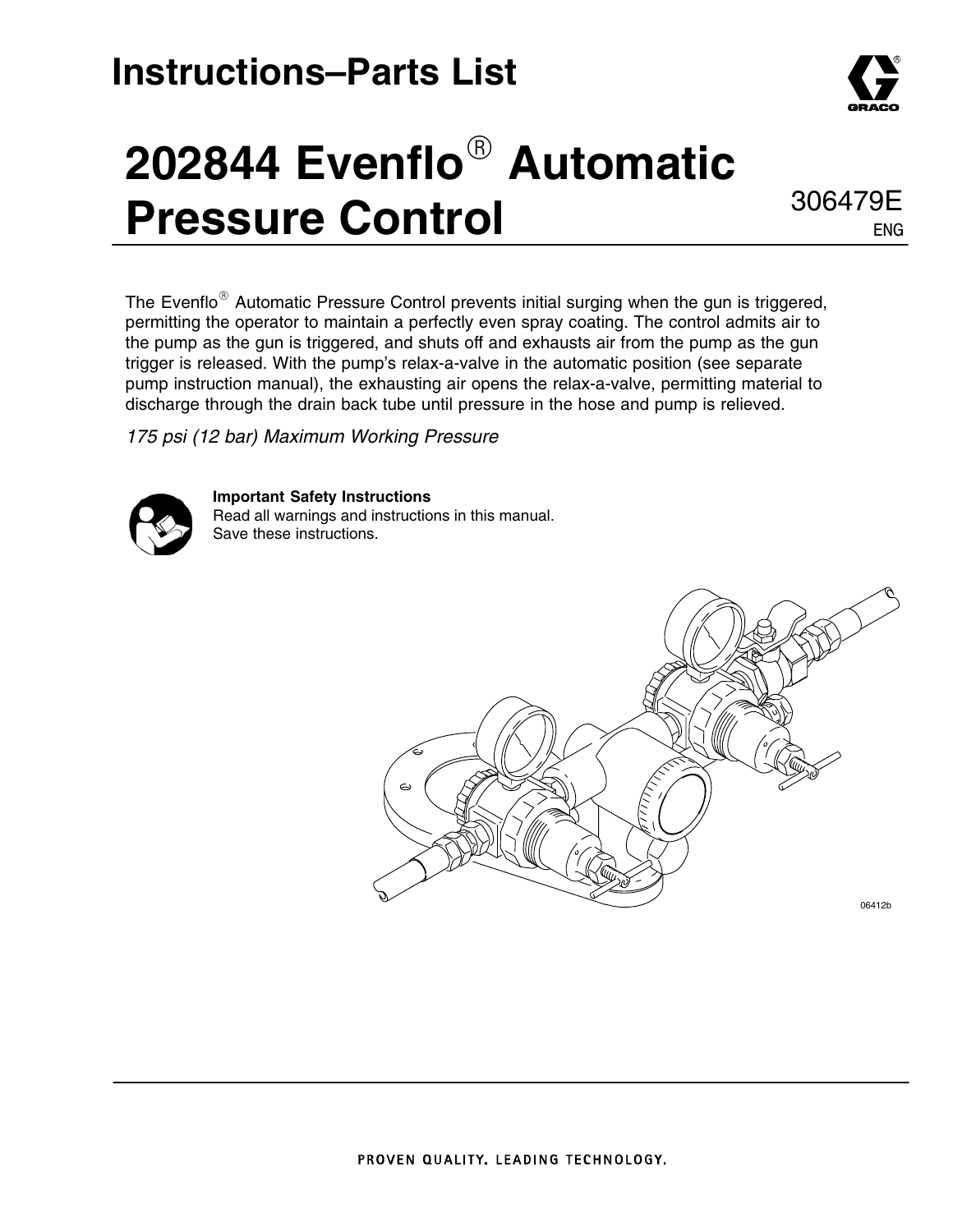# Instructions–Parts List

# 202844 Evenflo® Automatic Pressure Control

306479E

ENG

The Evenflo® Automatic Pressure Control prevents initial surging when the gun is triggered, permitting the operator to maintain a perfectly even spray coating. The control admits air to the pump as the gun is triggered, and shuts off and exhausts air from the pump as the gun trigger is released. With the pump's relax-a-valve in the automatic position (see separate pump instruction manual), the exhausting air opens the relax-a-valve, permitting material to discharge through the drain back tube until pressure in the hose and pump is relieved.

*175 psi (12 bar) Maximum Working Pressure*

**Important Safety Instructions**
Read all warnings and instructions in this manual.
Save these instructions.

06412b

PROVEN QUALITY. LEADING TECHNOLOGY.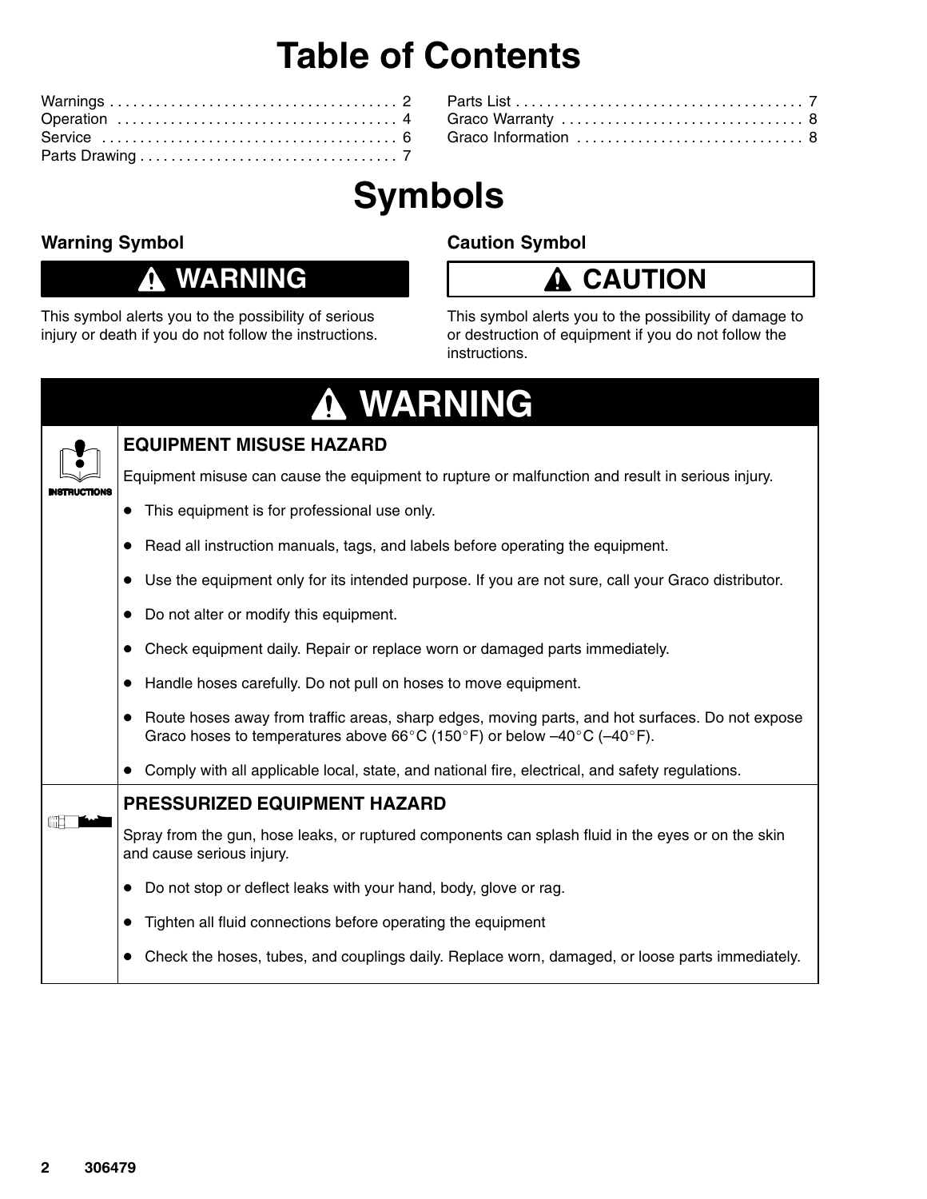# Table of Contents

| | |
|---|---|
| Warnings | 2 |
| Operation | 4 |
| Service | 6 |
| Parts Drawing | 7 |
| Parts List | 7 |
| Graco Warranty | 8 |
| Graco Information | 8 |

# Symbols

### Warning Symbol

**⚠ WARNING**

This symbol alerts you to the possibility of serious injury or death if you do not follow the instructions.

### Caution Symbol

**⚠ CAUTION**

This symbol alerts you to the possibility of damage to or destruction of equipment if you do not follow the instructions.

## ⚠ WARNING

### EQUIPMENT MISUSE HAZARD

INSTRUCTIONS

Equipment misuse can cause the equipment to rupture or malfunction and result in serious injury.

- This equipment is for professional use only.
- Read all instruction manuals, tags, and labels before operating the equipment.
- Use the equipment only for its intended purpose. If you are not sure, call your Graco distributor.
- Do not alter or modify this equipment.
- Check equipment daily. Repair or replace worn or damaged parts immediately.
- Handle hoses carefully. Do not pull on hoses to move equipment.
- Route hoses away from traffic areas, sharp edges, moving parts, and hot surfaces. Do not expose Graco hoses to temperatures above 66°C (150°F) or below –40°C (–40°F).
- Comply with all applicable local, state, and national fire, electrical, and safety regulations.

### PRESSURIZED EQUIPMENT HAZARD

Spray from the gun, hose leaks, or ruptured components can splash fluid in the eyes or on the skin and cause serious injury.

- Do not stop or deflect leaks with your hand, body, glove or rag.
- Tighten all fluid connections before operating the equipment
- Check the hoses, tubes, and couplings daily. Replace worn, damaged, or loose parts immediately.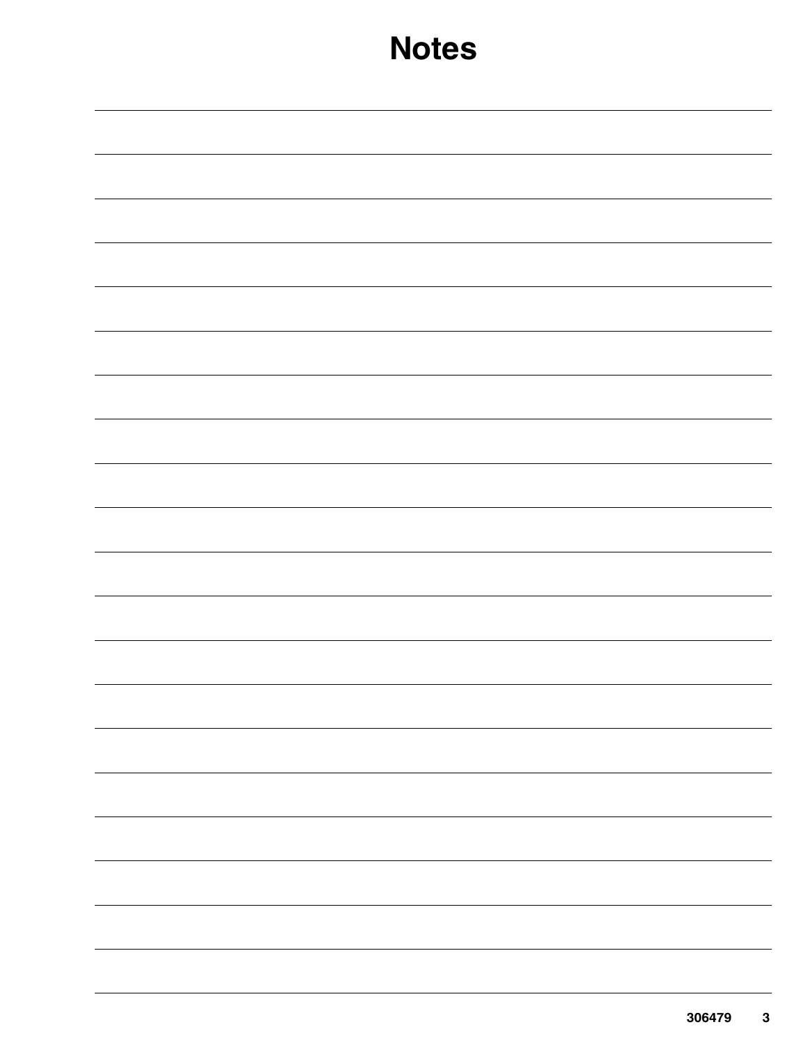# Notes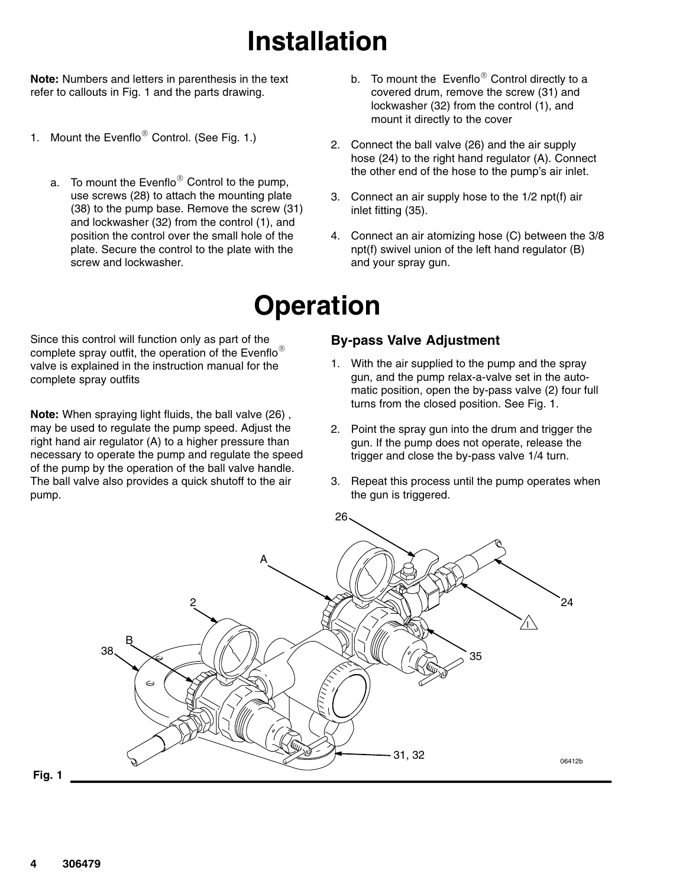# Installation

**Note:** Numbers and letters in parenthesis in the text refer to callouts in Fig. 1 and the parts drawing.

1. Mount the Evenflo® Control. (See Fig. 1.)

   a. To mount the Evenflo® Control to the pump, use screws (28) to attach the mounting plate (38) to the pump base. Remove the screw (31) and lockwasher (32) from the control (1), and position the control over the small hole of the plate. Secure the control to the plate with the screw and lockwasher.

   b. To mount the Evenflo® Control directly to a covered drum, remove the screw (31) and lockwasher (32) from the control (1), and mount it directly to the cover

2. Connect the ball valve (26) and the air supply hose (24) to the right hand regulator (A). Connect the other end of the hose to the pump's air inlet.

3. Connect an air supply hose to the 1/2 npt(f) air inlet fitting (35).

4. Connect an air atomizing hose (C) between the 3/8 npt(f) swivel union of the left hand regulator (B) and your spray gun.

# Operation

Since this control will function only as part of the complete spray outfit, the operation of the Evenflo® valve is explained in the instruction manual for the complete spray outfits

**Note:** When spraying light fluids, the ball valve (26) , may be used to regulate the pump speed. Adjust the right hand air regulator (A) to a higher pressure than necessary to operate the pump and regulate the speed of the pump by the operation of the ball valve handle. The ball valve also provides a quick shutoff to the air pump.

## By-pass Valve Adjustment

1. With the air supplied to the pump and the spray gun, and the pump relax-a-valve set in the automatic position, open the by-pass valve (2) four full turns from the closed position. See Fig. 1.

2. Point the spray gun into the drum and trigger the gun. If the pump does not operate, release the trigger and close the by-pass valve 1/4 turn.

3. Repeat this process until the pump operates when the gun is triggered.

Fig. 1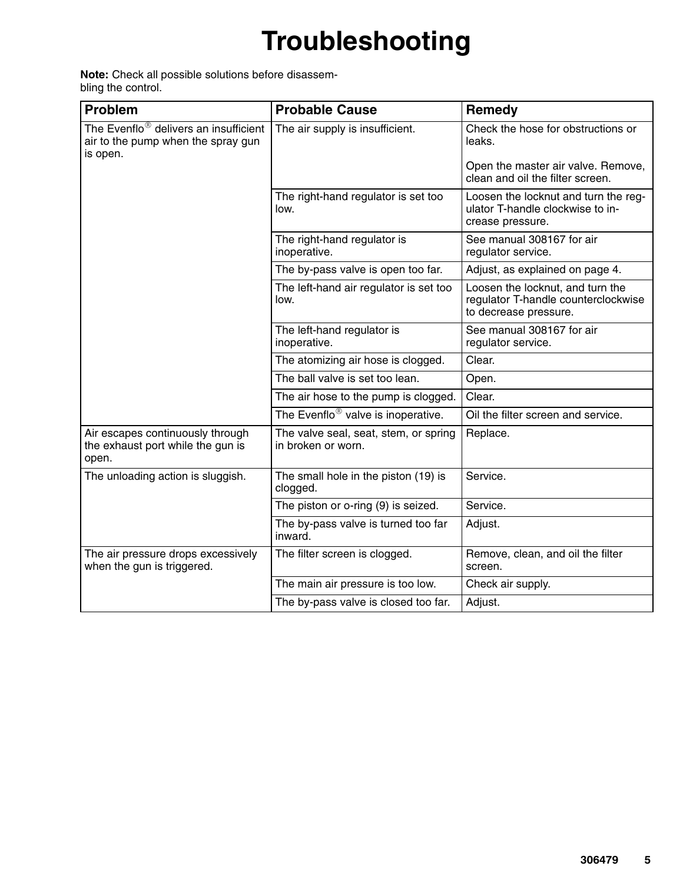# Troubleshooting

**Note:** Check all possible solutions before disassembling the control.

| Problem | Probable Cause | Remedy |
| --- | --- | --- |
| The Evenflo® delivers an insufficient air to the pump when the spray gun is open. | The air supply is insufficient. | Check the hose for obstructions or leaks.<br><br>Open the master air valve. Remove, clean and oil the filter screen. |
| | The right-hand regulator is set too low. | Loosen the locknut and turn the regulator T-handle clockwise to increase pressure. |
| | The right-hand regulator is inoperative. | See manual 308167 for air regulator service. |
| | The by-pass valve is open too far. | Adjust, as explained on page 4. |
| | The left-hand air regulator is set too low. | Loosen the locknut, and turn the regulator T-handle counterclockwise to decrease pressure. |
| | The left-hand regulator is inoperative. | See manual 308167 for air regulator service. |
| | The atomizing air hose is clogged. | Clear. |
| | The ball valve is set too lean. | Open. |
| | The air hose to the pump is clogged. | Clear. |
| | The Evenflo® valve is inoperative. | Oil the filter screen and service. |
| Air escapes continuously through the exhaust port while the gun is open. | The valve seal, seat, stem, or spring in broken or worn. | Replace. |
| The unloading action is sluggish. | The small hole in the piston (19) is clogged. | Service. |
| | The piston or o-ring (9) is seized. | Service. |
| | The by-pass valve is turned too far inward. | Adjust. |
| The air pressure drops excessively when the gun is triggered. | The filter screen is clogged. | Remove, clean, and oil the filter screen. |
| | The main air pressure is too low. | Check air supply. |
| | The by-pass valve is closed too far. | Adjust. |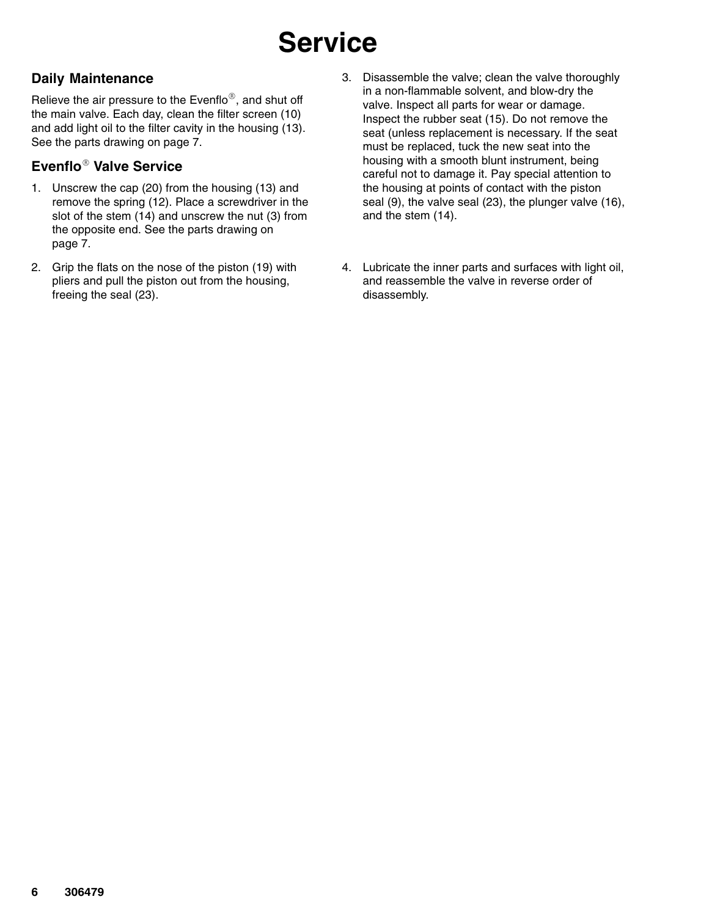# Service

## Daily Maintenance

Relieve the air pressure to the Evenflo®, and shut off the main valve. Each day, clean the filter screen (10) and add light oil to the filter cavity in the housing (13). See the parts drawing on page 7.

## Evenflo® Valve Service

1. Unscrew the cap (20) from the housing (13) and remove the spring (12). Place a screwdriver in the slot of the stem (14) and unscrew the nut (3) from the opposite end. See the parts drawing on page 7.
2. Grip the flats on the nose of the piston (19) with pliers and pull the piston out from the housing, freeing the seal (23).
3. Disassemble the valve; clean the valve thoroughly in a non-flammable solvent, and blow-dry the valve. Inspect all parts for wear or damage. Inspect the rubber seat (15). Do not remove the seat (unless replacement is necessary. If the seat must be replaced, tuck the new seat into the housing with a smooth blunt instrument, being careful not to damage it. Pay special attention to the housing at points of contact with the piston seal (9), the valve seal (23), the plunger valve (16), and the stem (14).
4. Lubricate the inner parts and surfaces with light oil, and reassemble the valve in reverse order of disassembly.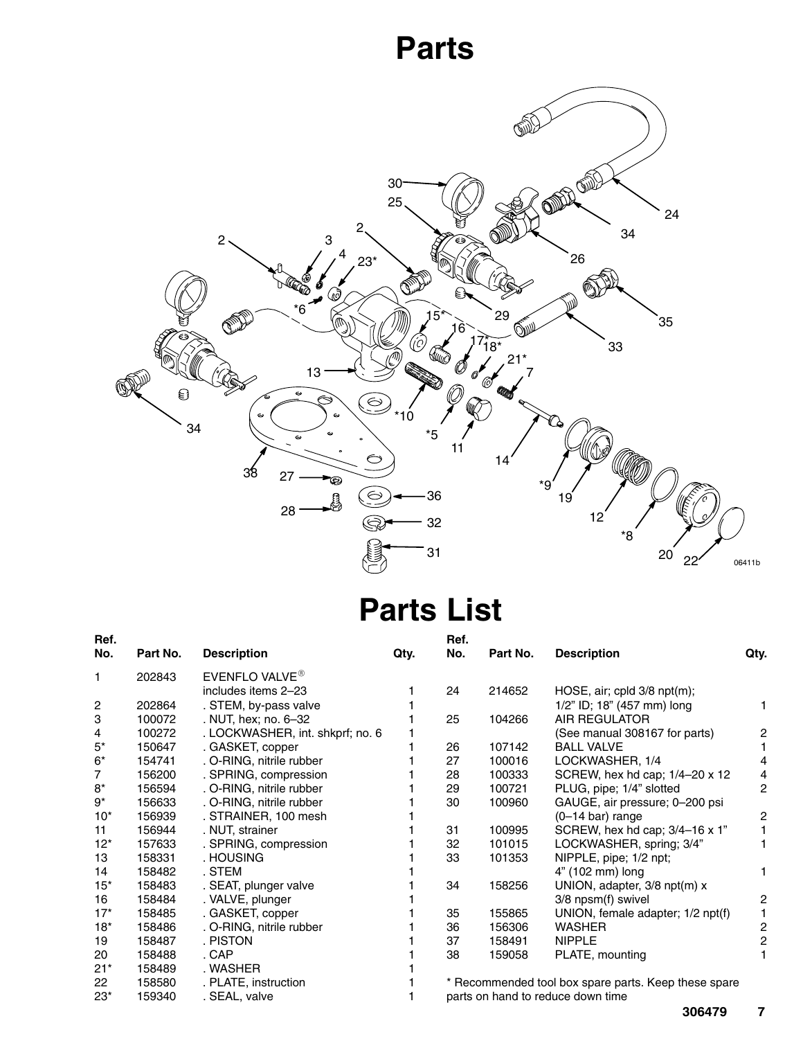# Parts

# Parts List

| Ref. No. | Part No. | Description | Qty. |
|---|---|---|---|
| 1 | 202843 | EVENFLO VALVE® includes items 2–23 | 1 |
| 2 | 202864 | . STEM, by-pass valve | 1 |
| 3 | 100072 | . NUT, hex; no. 6–32 | 1 |
| 4 | 100272 | . LOCKWASHER, int. shkprf; no. 6 | 1 |
| 5* | 150647 | . GASKET, copper | 1 |
| 6* | 154741 | . O-RING, nitrile rubber | 1 |
| 7 | 156200 | . SPRING, compression | 1 |
| 8* | 156594 | . O-RING, nitrile rubber | 1 |
| 9* | 156633 | . O-RING, nitrile rubber | 1 |
| 10* | 156939 | . STRAINER, 100 mesh | 1 |
| 11 | 156944 | . NUT, strainer | 1 |
| 12* | 157633 | . SPRING, compression | 1 |
| 13 | 158331 | . HOUSING | 1 |
| 14 | 158482 | . STEM | 1 |
| 15* | 158483 | . SEAT, plunger valve | 1 |
| 16 | 158484 | . VALVE, plunger | 1 |
| 17* | 158485 | . GASKET, copper | 1 |
| 18* | 158486 | . O-RING, nitrile rubber | 1 |
| 19 | 158487 | . PISTON | 1 |
| 20 | 158488 | . CAP | 1 |
| 21* | 158489 | . WASHER | 1 |
| 22 | 158580 | . PLATE, instruction | 1 |
| 23* | 159340 | . SEAL, valve | 1 |
| 24 | 214652 | HOSE, air; cpld 3/8 npt(m); 1/2" ID; 18" (457 mm) long | 1 |
| 25 | 104266 | AIR REGULATOR (See manual 308167 for parts) | 2 |
| 26 | 107142 | BALL VALVE | 1 |
| 27 | 100016 | LOCKWASHER, 1/4 | 4 |
| 28 | 100333 | SCREW, hex hd cap; 1/4–20 x 12 | 4 |
| 29 | 100721 | PLUG, pipe; 1/4" slotted | 2 |
| 30 | 100960 | GAUGE, air pressure; 0–200 psi (0–14 bar) range | 2 |
| 31 | 100995 | SCREW, hex hd cap; 3/4–16 x 1" | 1 |
| 32 | 101015 | LOCKWASHER, spring; 3/4" | 1 |
| 33 | 101353 | NIPPLE, pipe; 1/2 npt; 4" (102 mm) long | 1 |
| 34 | 158256 | UNION, adapter, 3/8 npt(m) x 3/8 npsm(f) swivel | 2 |
| 35 | 155865 | UNION, female adapter; 1/2 npt(f) | 1 |
| 36 | 156306 | WASHER | 2 |
| 37 | 158491 | NIPPLE | 2 |
| 38 | 159058 | PLATE, mounting | 1 |

* Recommended tool box spare parts. Keep these spare parts on hand to reduce down time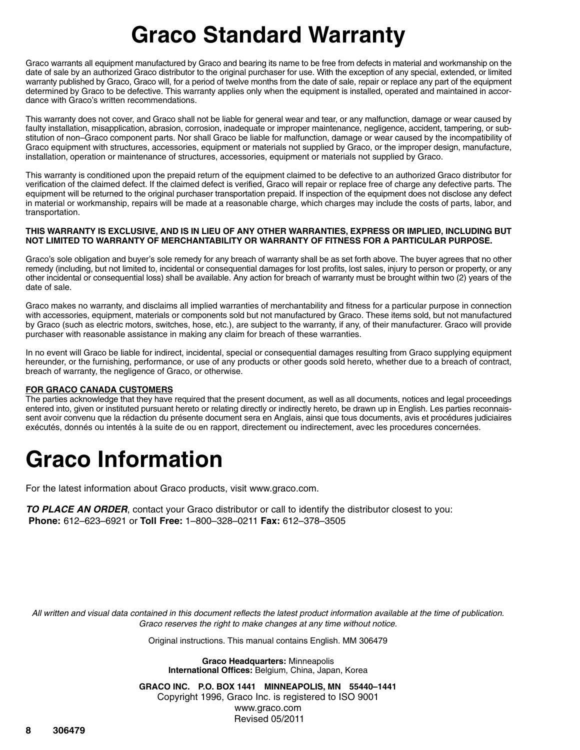# Graco Standard Warranty

Graco warrants all equipment manufactured by Graco and bearing its name to be free from defects in material and workmanship on the date of sale by an authorized Graco distributor to the original purchaser for use. With the exception of any special, extended, or limited warranty published by Graco, Graco will, for a period of twelve months from the date of sale, repair or replace any part of the equipment determined by Graco to be defective. This warranty applies only when the equipment is installed, operated and maintained in accordance with Graco's written recommendations.

This warranty does not cover, and Graco shall not be liable for general wear and tear, or any malfunction, damage or wear caused by faulty installation, misapplication, abrasion, corrosion, inadequate or improper maintenance, negligence, accident, tampering, or substitution of non–Graco component parts. Nor shall Graco be liable for malfunction, damage or wear caused by the incompatibility of Graco equipment with structures, accessories, equipment or materials not supplied by Graco, or the improper design, manufacture, installation, operation or maintenance of structures, accessories, equipment or materials not supplied by Graco.

This warranty is conditioned upon the prepaid return of the equipment claimed to be defective to an authorized Graco distributor for verification of the claimed defect. If the claimed defect is verified, Graco will repair or replace free of charge any defective parts. The equipment will be returned to the original purchaser transportation prepaid. If inspection of the equipment does not disclose any defect in material or workmanship, repairs will be made at a reasonable charge, which charges may include the costs of parts, labor, and transportation.

**THIS WARRANTY IS EXCLUSIVE, AND IS IN LIEU OF ANY OTHER WARRANTIES, EXPRESS OR IMPLIED, INCLUDING BUT NOT LIMITED TO WARRANTY OF MERCHANTABILITY OR WARRANTY OF FITNESS FOR A PARTICULAR PURPOSE.**

Graco's sole obligation and buyer's sole remedy for any breach of warranty shall be as set forth above. The buyer agrees that no other remedy (including, but not limited to, incidental or consequential damages for lost profits, lost sales, injury to person or property, or any other incidental or consequential loss) shall be available. Any action for breach of warranty must be brought within two (2) years of the date of sale.

Graco makes no warranty, and disclaims all implied warranties of merchantability and fitness for a particular purpose in connection with accessories, equipment, materials or components sold but not manufactured by Graco. These items sold, but not manufactured by Graco (such as electric motors, switches, hose, etc.), are subject to the warranty, if any, of their manufacturer. Graco will provide purchaser with reasonable assistance in making any claim for breach of these warranties.

In no event will Graco be liable for indirect, incidental, special or consequential damages resulting from Graco supplying equipment hereunder, or the furnishing, performance, or use of any products or other goods sold hereto, whether due to a breach of contract, breach of warranty, the negligence of Graco, or otherwise.

**FOR GRACO CANADA CUSTOMERS**

The parties acknowledge that they have required that the present document, as well as all documents, notices and legal proceedings entered into, given or instituted pursuant hereto or relating directly or indirectly hereto, be drawn up in English. Les parties reconnaissent avoir convenu que la rédaction du présente document sera en Anglais, ainsi que tous documents, avis et procédures judiciaires exécutés, donnés ou intentés à la suite de ou en rapport, directement ou indirectement, avec les procedures concernées.

# Graco Information

For the latest information about Graco products, visit www.graco.com.

***TO PLACE AN ORDER***, contact your Graco distributor or call to identify the distributor closest to you:
**Phone:** 612–623–6921 or **Toll Free:** 1–800–328–0211 **Fax:** 612–378–3505

*All written and visual data contained in this document reflects the latest product information available at the time of publication. Graco reserves the right to make changes at any time without notice.*

Original instructions. This manual contains English. MM 306479

**Graco Headquarters:** Minneapolis
**International Offices:** Belgium, China, Japan, Korea

**GRACO INC. P.O. BOX 1441 MINNEAPOLIS, MN 55440–1441**
Copyright 1996, Graco Inc. is registered to ISO 9001
www.graco.com
Revised 05/2011